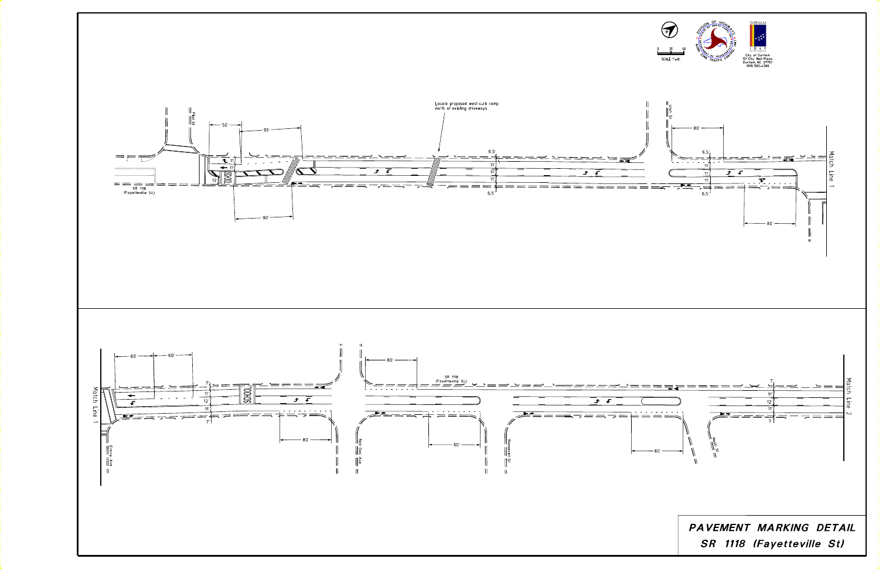City of Durham
101 City Hall Plaza
Durham, NC 27701
(919) 560-4366

SCALE 1"=40'

Penn St

50'

95'

11'

11'

12'

SCHOOL

90'

SR 1118
(Fayetteville St.)

Locate proposed west curb ramp north of existing driveways

6.5'

11'

11'

11'

6.5'

Umstead St

80'

6.5'

11'

11'

11'

6.5'

80'

Match Line 1

Match Line 1

60'

60'

7'

11'

12'

11'

7'

SCHOOL

Emma Ave

80'

80'

SR 1118
(Fayetteville St.)

Red Oak Ave

80'

Roosevelt St

80'

7'

11'

12'

11'

7'

Match Line 2

## PAVEMENT MARKING DETAIL
## SR 1118 (Fayetteville St)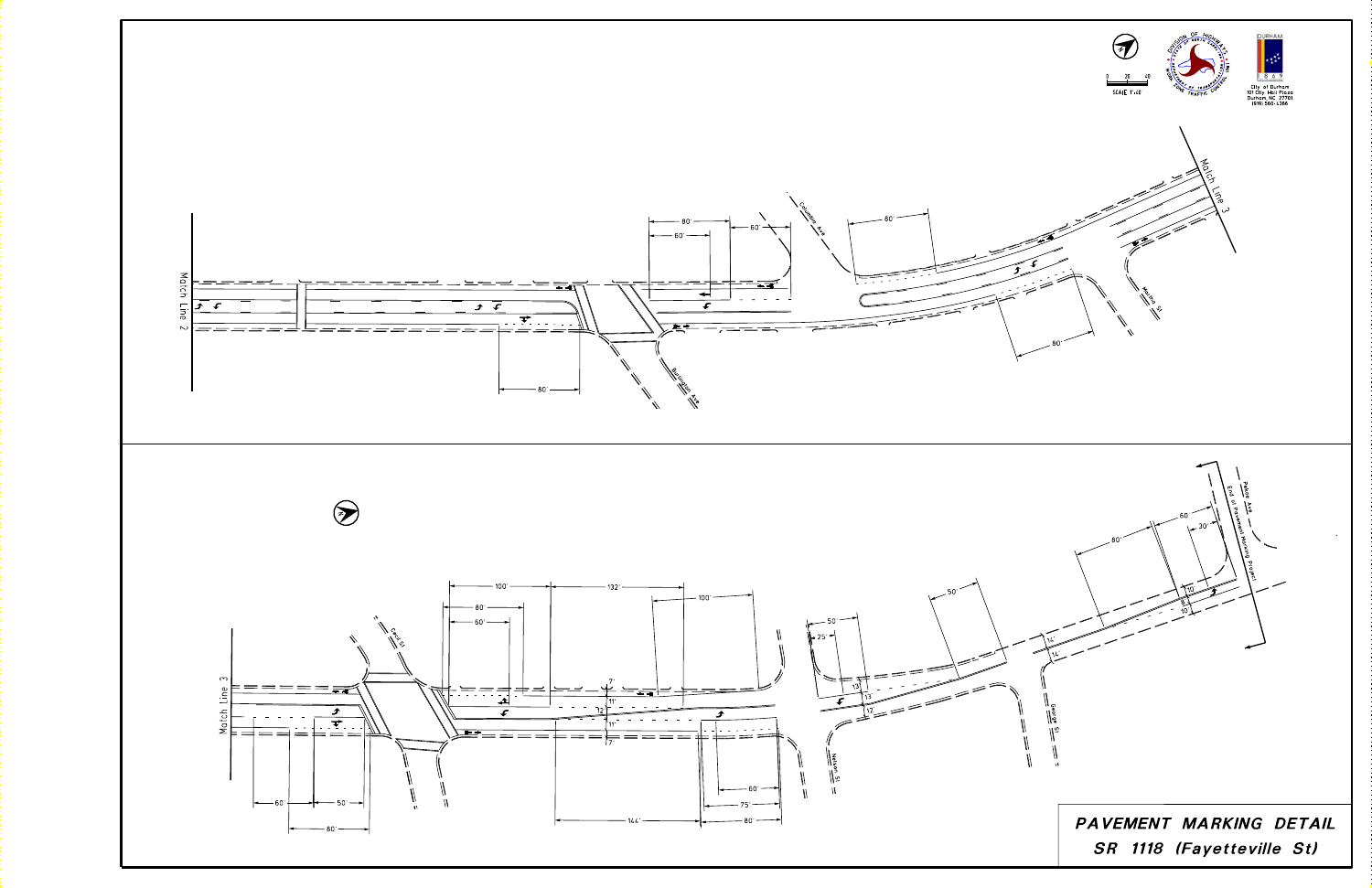# PAVEMENT MARKING DETAIL

## SR 1118 (Fayetteville St)

SCALE 1"=40'

0 20 40

City of Durham
101 City Hall Plaza
Durham, NC 27701
(919) 560-4366

Match Line 2

Match Line 3

Columbia Ave

Burlington Ave

Martha St

Cecil St

Nelson St

George St

Pekoe Ave

End of Pavement Marking Project

80'

60'

60'

80'

80'

80'

100'

132'

100'

80'

60'

7'

11'

12'

11'

7'

60'

50'

80'

144'

80'

75'

60'

50'

25'

13'

13'

12'

50'

14'

14'

80'

60'

30'

10'

10'